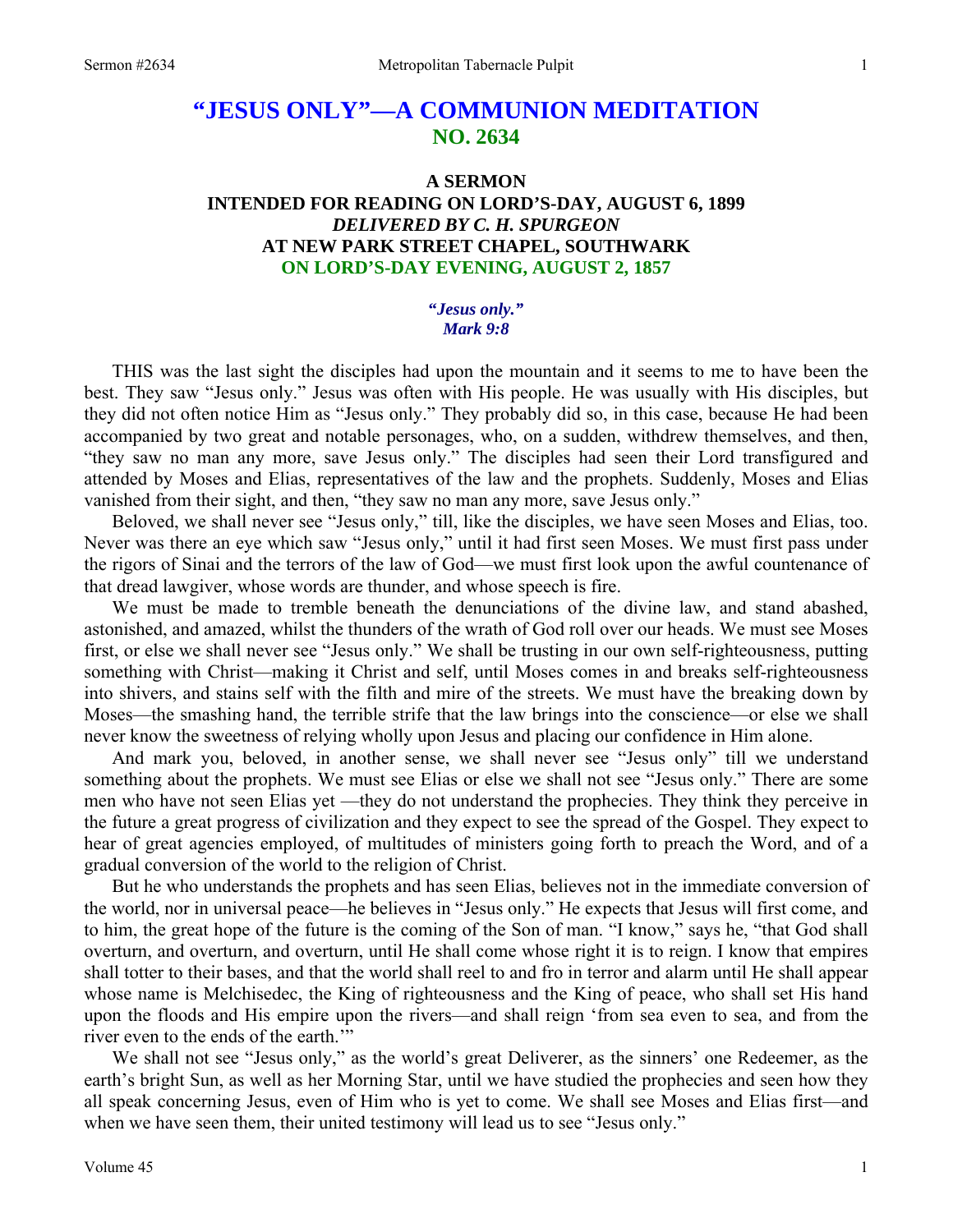# "JESUS ONLY"—A COMMUNION MEDITATION
## NO. 2634

### A SERMON
### INTENDED FOR READING ON LORD'S-DAY, AUGUST 6, 1899
### *DELIVERED BY C. H. SPURGEON*
### AT NEW PARK STREET CHAPEL, SOUTHWARK
### ON LORD'S-DAY EVENING, AUGUST 2, 1857

***"Jesus only."***
***Mark 9:8***

THIS was the last sight the disciples had upon the mountain and it seems to me to have been the best. They saw "Jesus only." Jesus was often with His people. He was usually with His disciples, but they did not often notice Him as "Jesus only." They probably did so, in this case, because He had been accompanied by two great and notable personages, who, on a sudden, withdrew themselves, and then, "they saw no man any more, save Jesus only." The disciples had seen their Lord transfigured and attended by Moses and Elias, representatives of the law and the prophets. Suddenly, Moses and Elias vanished from their sight, and then, "they saw no man any more, save Jesus only."

Beloved, we shall never see "Jesus only," till, like the disciples, we have seen Moses and Elias, too. Never was there an eye which saw "Jesus only," until it had first seen Moses. We must first pass under the rigors of Sinai and the terrors of the law of God—we must first look upon the awful countenance of that dread lawgiver, whose words are thunder, and whose speech is fire.

We must be made to tremble beneath the denunciations of the divine law, and stand abashed, astonished, and amazed, whilst the thunders of the wrath of God roll over our heads. We must see Moses first, or else we shall never see "Jesus only." We shall be trusting in our own self-righteousness, putting something with Christ—making it Christ and self, until Moses comes in and breaks self-righteousness into shivers, and stains self with the filth and mire of the streets. We must have the breaking down by Moses—the smashing hand, the terrible strife that the law brings into the conscience—or else we shall never know the sweetness of relying wholly upon Jesus and placing our confidence in Him alone.

And mark you, beloved, in another sense, we shall never see "Jesus only" till we understand something about the prophets. We must see Elias or else we shall not see "Jesus only." There are some men who have not seen Elias yet —they do not understand the prophecies. They think they perceive in the future a great progress of civilization and they expect to see the spread of the Gospel. They expect to hear of great agencies employed, of multitudes of ministers going forth to preach the Word, and of a gradual conversion of the world to the religion of Christ.

But he who understands the prophets and has seen Elias, believes not in the immediate conversion of the world, nor in universal peace—he believes in "Jesus only." He expects that Jesus will first come, and to him, the great hope of the future is the coming of the Son of man. "I know," says he, "that God shall overturn, and overturn, and overturn, until He shall come whose right it is to reign. I know that empires shall totter to their bases, and that the world shall reel to and fro in terror and alarm until He shall appear whose name is Melchisedec, the King of righteousness and the King of peace, who shall set His hand upon the floods and His empire upon the rivers—and shall reign 'from sea even to sea, and from the river even to the ends of the earth.'"

We shall not see "Jesus only," as the world's great Deliverer, as the sinners' one Redeemer, as the earth's bright Sun, as well as her Morning Star, until we have studied the prophecies and seen how they all speak concerning Jesus, even of Him who is yet to come. We shall see Moses and Elias first—and when we have seen them, their united testimony will lead us to see "Jesus only."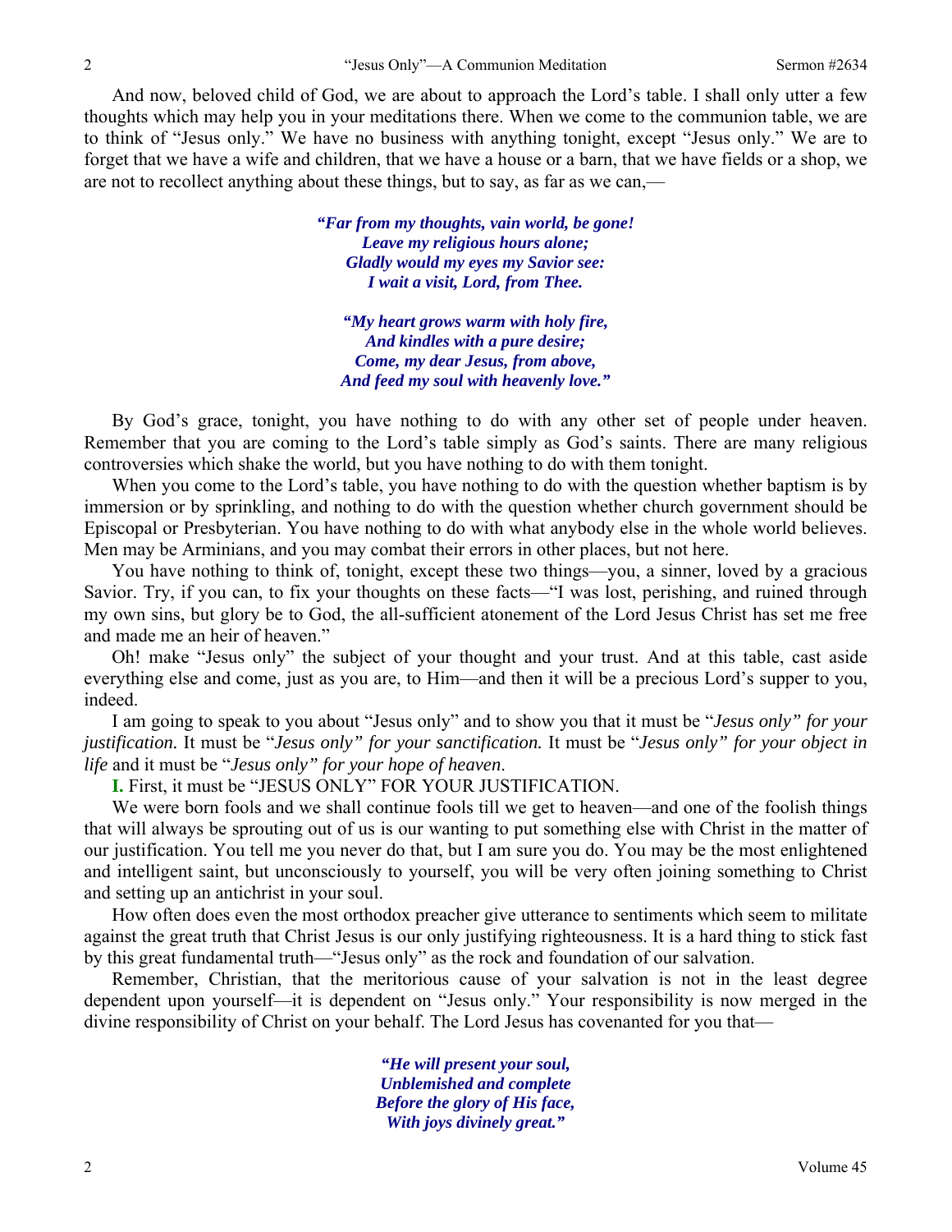And now, beloved child of God, we are about to approach the Lord's table. I shall only utter a few thoughts which may help you in your meditations there. When we come to the communion table, we are to think of "Jesus only." We have no business with anything tonight, except "Jesus only." We are to forget that we have a wife and children, that we have a house or a barn, that we have fields or a shop, we are not to recollect anything about these things, but to say, as far as we can,—

> ***"Far from my thoughts, vain world, be gone!***
> ***Leave my religious hours alone;***
> ***Gladly would my eyes my Savior see:***
> ***I wait a visit, Lord, from Thee.***
>
> ***"My heart grows warm with holy fire,***
> ***And kindles with a pure desire;***
> ***Come, my dear Jesus, from above,***
> ***And feed my soul with heavenly love."***

By God's grace, tonight, you have nothing to do with any other set of people under heaven. Remember that you are coming to the Lord's table simply as God's saints. There are many religious controversies which shake the world, but you have nothing to do with them tonight.

When you come to the Lord's table, you have nothing to do with the question whether baptism is by immersion or by sprinkling, and nothing to do with the question whether church government should be Episcopal or Presbyterian. You have nothing to do with what anybody else in the whole world believes. Men may be Arminians, and you may combat their errors in other places, but not here.

You have nothing to think of, tonight, except these two things—you, a sinner, loved by a gracious Savior. Try, if you can, to fix your thoughts on these facts—"I was lost, perishing, and ruined through my own sins, but glory be to God, the all-sufficient atonement of the Lord Jesus Christ has set me free and made me an heir of heaven."

Oh! make "Jesus only" the subject of your thought and your trust. And at this table, cast aside everything else and come, just as you are, to Him—and then it will be a precious Lord's supper to you, indeed.

I am going to speak to you about "Jesus only" and to show you that it must be "*Jesus only" for your justification.* It must be "*Jesus only" for your sanctification.* It must be "*Jesus only" for your object in life* and it must be "*Jesus only" for your hope of heaven*.

**I.** First, it must be "JESUS ONLY" FOR YOUR JUSTIFICATION.

We were born fools and we shall continue fools till we get to heaven—and one of the foolish things that will always be sprouting out of us is our wanting to put something else with Christ in the matter of our justification. You tell me you never do that, but I am sure you do. You may be the most enlightened and intelligent saint, but unconsciously to yourself, you will be very often joining something to Christ and setting up an antichrist in your soul.

How often does even the most orthodox preacher give utterance to sentiments which seem to militate against the great truth that Christ Jesus is our only justifying righteousness. It is a hard thing to stick fast by this great fundamental truth—"Jesus only" as the rock and foundation of our salvation.

Remember, Christian, that the meritorious cause of your salvation is not in the least degree dependent upon yourself—it is dependent on "Jesus only." Your responsibility is now merged in the divine responsibility of Christ on your behalf. The Lord Jesus has covenanted for you that—

> ***"He will present your soul,***
> ***Unblemished and complete***
> ***Before the glory of His face,***
> ***With joys divinely great."***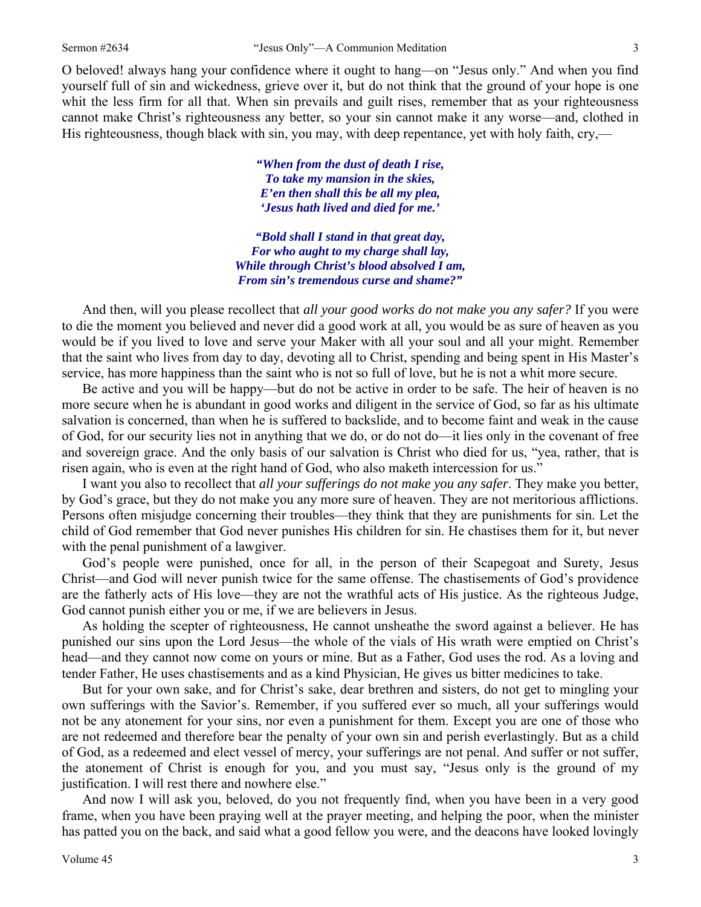O beloved! always hang your confidence where it ought to hang—on "Jesus only." And when you find yourself full of sin and wickedness, grieve over it, but do not think that the ground of your hope is one whit the less firm for all that. When sin prevails and guilt rises, remember that as your righteousness cannot make Christ's righteousness any better, so your sin cannot make it any worse—and, clothed in His righteousness, though black with sin, you may, with deep repentance, yet with holy faith, cry,—

> ***"When from the dust of death I rise,***
> ***To take my mansion in the skies,***
> ***E'en then shall this be all my plea,***
> ***'Jesus hath lived and died for me.'***
>
> ***"Bold shall I stand in that great day,***
> ***For who aught to my charge shall lay,***
> ***While through Christ's blood absolved I am,***
> ***From sin's tremendous curse and shame?"***

And then, will you please recollect that *all your good works do not make you any safer?* If you were to die the moment you believed and never did a good work at all, you would be as sure of heaven as you would be if you lived to love and serve your Maker with all your soul and all your might. Remember that the saint who lives from day to day, devoting all to Christ, spending and being spent in His Master's service, has more happiness than the saint who is not so full of love, but he is not a whit more secure.

Be active and you will be happy—but do not be active in order to be safe. The heir of heaven is no more secure when he is abundant in good works and diligent in the service of God, so far as his ultimate salvation is concerned, than when he is suffered to backslide, and to become faint and weak in the cause of God, for our security lies not in anything that we do, or do not do—it lies only in the covenant of free and sovereign grace. And the only basis of our salvation is Christ who died for us, "yea, rather, that is risen again, who is even at the right hand of God, who also maketh intercession for us."

I want you also to recollect that *all your sufferings do not make you any safer*. They make you better, by God's grace, but they do not make you any more sure of heaven. They are not meritorious afflictions. Persons often misjudge concerning their troubles—they think that they are punishments for sin. Let the child of God remember that God never punishes His children for sin. He chastises them for it, but never with the penal punishment of a lawgiver.

God's people were punished, once for all, in the person of their Scapegoat and Surety, Jesus Christ—and God will never punish twice for the same offense. The chastisements of God's providence are the fatherly acts of His love—they are not the wrathful acts of His justice. As the righteous Judge, God cannot punish either you or me, if we are believers in Jesus.

As holding the scepter of righteousness, He cannot unsheathe the sword against a believer. He has punished our sins upon the Lord Jesus—the whole of the vials of His wrath were emptied on Christ's head—and they cannot now come on yours or mine. But as a Father, God uses the rod. As a loving and tender Father, He uses chastisements and as a kind Physician, He gives us bitter medicines to take.

But for your own sake, and for Christ's sake, dear brethren and sisters, do not get to mingling your own sufferings with the Savior's. Remember, if you suffered ever so much, all your sufferings would not be any atonement for your sins, nor even a punishment for them. Except you are one of those who are not redeemed and therefore bear the penalty of your own sin and perish everlastingly. But as a child of God, as a redeemed and elect vessel of mercy, your sufferings are not penal. And suffer or not suffer, the atonement of Christ is enough for you, and you must say, "Jesus only is the ground of my justification. I will rest there and nowhere else."

And now I will ask you, beloved, do you not frequently find, when you have been in a very good frame, when you have been praying well at the prayer meeting, and helping the poor, when the minister has patted you on the back, and said what a good fellow you were, and the deacons have looked lovingly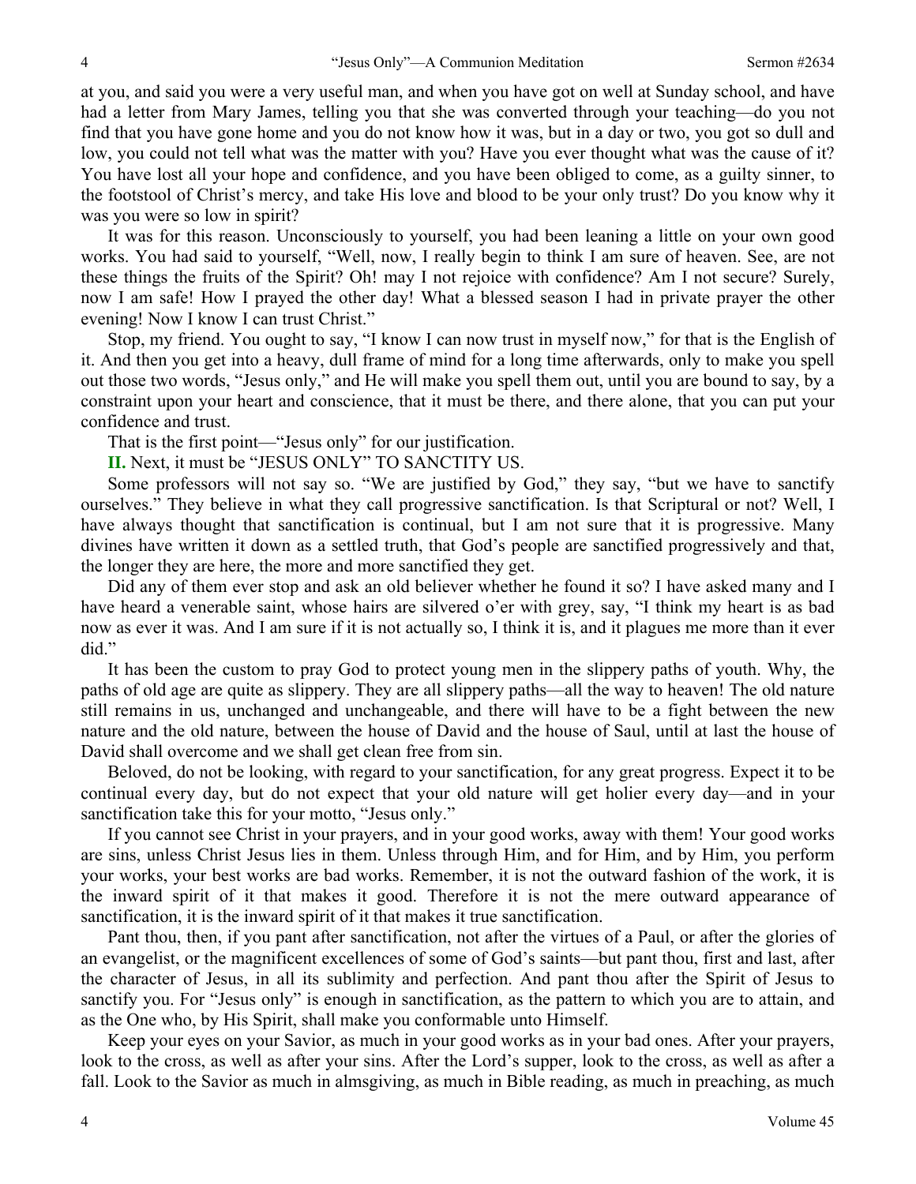at you, and said you were a very useful man, and when you have got on well at Sunday school, and have had a letter from Mary James, telling you that she was converted through your teaching—do you not find that you have gone home and you do not know how it was, but in a day or two, you got so dull and low, you could not tell what was the matter with you? Have you ever thought what was the cause of it? You have lost all your hope and confidence, and you have been obliged to come, as a guilty sinner, to the footstool of Christ's mercy, and take His love and blood to be your only trust? Do you know why it was you were so low in spirit?

It was for this reason. Unconsciously to yourself, you had been leaning a little on your own good works. You had said to yourself, "Well, now, I really begin to think I am sure of heaven. See, are not these things the fruits of the Spirit? Oh! may I not rejoice with confidence? Am I not secure? Surely, now I am safe! How I prayed the other day! What a blessed season I had in private prayer the other evening! Now I know I can trust Christ."

Stop, my friend. You ought to say, "I know I can now trust in myself now," for that is the English of it. And then you get into a heavy, dull frame of mind for a long time afterwards, only to make you spell out those two words, "Jesus only," and He will make you spell them out, until you are bound to say, by a constraint upon your heart and conscience, that it must be there, and there alone, that you can put your confidence and trust.

That is the first point—"Jesus only" for our justification.

**II.** Next, it must be "JESUS ONLY" TO SANCTITY US.

Some professors will not say so. "We are justified by God," they say, "but we have to sanctify ourselves." They believe in what they call progressive sanctification. Is that Scriptural or not? Well, I have always thought that sanctification is continual, but I am not sure that it is progressive. Many divines have written it down as a settled truth, that God's people are sanctified progressively and that, the longer they are here, the more and more sanctified they get.

Did any of them ever stop and ask an old believer whether he found it so? I have asked many and I have heard a venerable saint, whose hairs are silvered o'er with grey, say, "I think my heart is as bad now as ever it was. And I am sure if it is not actually so, I think it is, and it plagues me more than it ever did."

It has been the custom to pray God to protect young men in the slippery paths of youth. Why, the paths of old age are quite as slippery. They are all slippery paths—all the way to heaven! The old nature still remains in us, unchanged and unchangeable, and there will have to be a fight between the new nature and the old nature, between the house of David and the house of Saul, until at last the house of David shall overcome and we shall get clean free from sin.

Beloved, do not be looking, with regard to your sanctification, for any great progress. Expect it to be continual every day, but do not expect that your old nature will get holier every day—and in your sanctification take this for your motto, "Jesus only."

If you cannot see Christ in your prayers, and in your good works, away with them! Your good works are sins, unless Christ Jesus lies in them. Unless through Him, and for Him, and by Him, you perform your works, your best works are bad works. Remember, it is not the outward fashion of the work, it is the inward spirit of it that makes it good. Therefore it is not the mere outward appearance of sanctification, it is the inward spirit of it that makes it true sanctification.

Pant thou, then, if you pant after sanctification, not after the virtues of a Paul, or after the glories of an evangelist, or the magnificent excellences of some of God's saints—but pant thou, first and last, after the character of Jesus, in all its sublimity and perfection. And pant thou after the Spirit of Jesus to sanctify you. For "Jesus only" is enough in sanctification, as the pattern to which you are to attain, and as the One who, by His Spirit, shall make you conformable unto Himself.

Keep your eyes on your Savior, as much in your good works as in your bad ones. After your prayers, look to the cross, as well as after your sins. After the Lord's supper, look to the cross, as well as after a fall. Look to the Savior as much in almsgiving, as much in Bible reading, as much in preaching, as much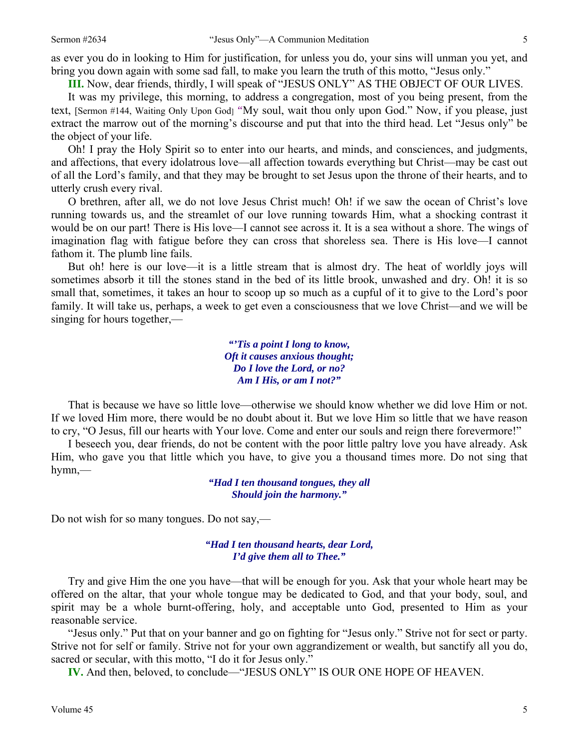as ever you do in looking to Him for justification, for unless you do, your sins will unman you yet, and bring you down again with some sad fall, to make you learn the truth of this motto, "Jesus only."

**III.** Now, dear friends, thirdly, I will speak of "JESUS ONLY" AS THE OBJECT OF OUR LIVES.

It was my privilege, this morning, to address a congregation, most of you being present, from the text, [Sermon #144, Waiting Only Upon God] "My soul, wait thou only upon God." Now, if you please, just extract the marrow out of the morning's discourse and put that into the third head. Let "Jesus only" be the object of your life.

Oh! I pray the Holy Spirit so to enter into our hearts, and minds, and consciences, and judgments, and affections, that every idolatrous love—all affection towards everything but Christ—may be cast out of all the Lord's family, and that they may be brought to set Jesus upon the throne of their hearts, and to utterly crush every rival.

O brethren, after all, we do not love Jesus Christ much! Oh! if we saw the ocean of Christ's love running towards us, and the streamlet of our love running towards Him, what a shocking contrast it would be on our part! There is His love—I cannot see across it. It is a sea without a shore. The wings of imagination flag with fatigue before they can cross that shoreless sea. There is His love—I cannot fathom it. The plumb line fails.

But oh! here is our love—it is a little stream that is almost dry. The heat of worldly joys will sometimes absorb it till the stones stand in the bed of its little brook, unwashed and dry. Oh! it is so small that, sometimes, it takes an hour to scoop up so much as a cupful of it to give to the Lord's poor family. It will take us, perhaps, a week to get even a consciousness that we love Christ—and we will be singing for hours together,—

*"'Tis a point I long to know,*
*Oft it causes anxious thought;*
*Do I love the Lord, or no?*
*Am I His, or am I not?"*

That is because we have so little love—otherwise we should know whether we did love Him or not. If we loved Him more, there would be no doubt about it. But we love Him so little that we have reason to cry, "O Jesus, fill our hearts with Your love. Come and enter our souls and reign there forevermore!"

I beseech you, dear friends, do not be content with the poor little paltry love you have already. Ask Him, who gave you that little which you have, to give you a thousand times more. Do not sing that hymn,—

*"Had I ten thousand tongues, they all*
*Should join the harmony."*

Do not wish for so many tongues. Do not say,—

*"Had I ten thousand hearts, dear Lord,*
*I'd give them all to Thee."*

Try and give Him the one you have—that will be enough for you. Ask that your whole heart may be offered on the altar, that your whole tongue may be dedicated to God, and that your body, soul, and spirit may be a whole burnt-offering, holy, and acceptable unto God, presented to Him as your reasonable service.

"Jesus only." Put that on your banner and go on fighting for "Jesus only." Strive not for sect or party. Strive not for self or family. Strive not for your own aggrandizement or wealth, but sanctify all you do, sacred or secular, with this motto, "I do it for Jesus only."

**IV.** And then, beloved, to conclude—"JESUS ONLY" IS OUR ONE HOPE OF HEAVEN.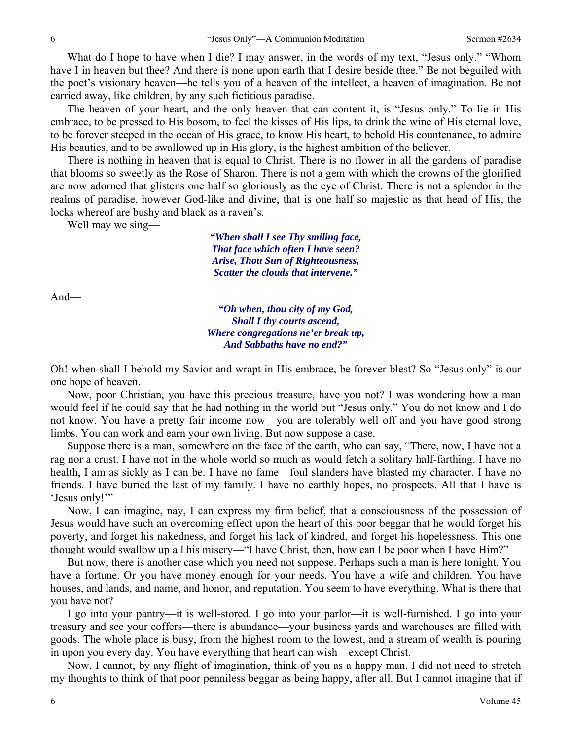What do I hope to have when I die? I may answer, in the words of my text, "Jesus only." "Whom have I in heaven but thee? And there is none upon earth that I desire beside thee." Be not beguiled with the poet's visionary heaven—he tells you of a heaven of the intellect, a heaven of imagination. Be not carried away, like children, by any such fictitious paradise.

The heaven of your heart, and the only heaven that can content it, is "Jesus only." To lie in His embrace, to be pressed to His bosom, to feel the kisses of His lips, to drink the wine of His eternal love, to be forever steeped in the ocean of His grace, to know His heart, to behold His countenance, to admire His beauties, and to be swallowed up in His glory, is the highest ambition of the believer.

There is nothing in heaven that is equal to Christ. There is no flower in all the gardens of paradise that blooms so sweetly as the Rose of Sharon. There is not a gem with which the crowns of the glorified are now adorned that glistens one half so gloriously as the eye of Christ. There is not a splendor in the realms of paradise, however God-like and divine, that is one half so majestic as that head of His, the locks whereof are bushy and black as a raven's.

Well may we sing—

> ***"When shall I see Thy smiling face,***
> ***That face which often I have seen?***
> ***Arise, Thou Sun of Righteousness,***
> ***Scatter the clouds that intervene."***

And—

> ***"Oh when, thou city of my God,***
> ***Shall I thy courts ascend,***
> ***Where congregations ne'er break up,***
> ***And Sabbaths have no end?"***

Oh! when shall I behold my Savior and wrapt in His embrace, be forever blest? So "Jesus only" is our one hope of heaven.

Now, poor Christian, you have this precious treasure, have you not? I was wondering how a man would feel if he could say that he had nothing in the world but "Jesus only." You do not know and I do not know. You have a pretty fair income now—you are tolerably well off and you have good strong limbs. You can work and earn your own living. But now suppose a case.

Suppose there is a man, somewhere on the face of the earth, who can say, "There, now, I have not a rag nor a crust. I have not in the whole world so much as would fetch a solitary half-farthing. I have no health, I am as sickly as I can be. I have no fame—foul slanders have blasted my character. I have no friends. I have buried the last of my family. I have no earthly hopes, no prospects. All that I have is 'Jesus only!'"

Now, I can imagine, nay, I can express my firm belief, that a consciousness of the possession of Jesus would have such an overcoming effect upon the heart of this poor beggar that he would forget his poverty, and forget his nakedness, and forget his lack of kindred, and forget his hopelessness. This one thought would swallow up all his misery—"I have Christ, then, how can I be poor when I have Him?"

But now, there is another case which you need not suppose. Perhaps such a man is here tonight. You have a fortune. Or you have money enough for your needs. You have a wife and children. You have houses, and lands, and name, and honor, and reputation. You seem to have everything. What is there that you have not?

I go into your pantry—it is well-stored. I go into your parlor—it is well-furnished. I go into your treasury and see your coffers—there is abundance—your business yards and warehouses are filled with goods. The whole place is busy, from the highest room to the lowest, and a stream of wealth is pouring in upon you every day. You have everything that heart can wish—except Christ.

Now, I cannot, by any flight of imagination, think of you as a happy man. I did not need to stretch my thoughts to think of that poor penniless beggar as being happy, after all. But I cannot imagine that if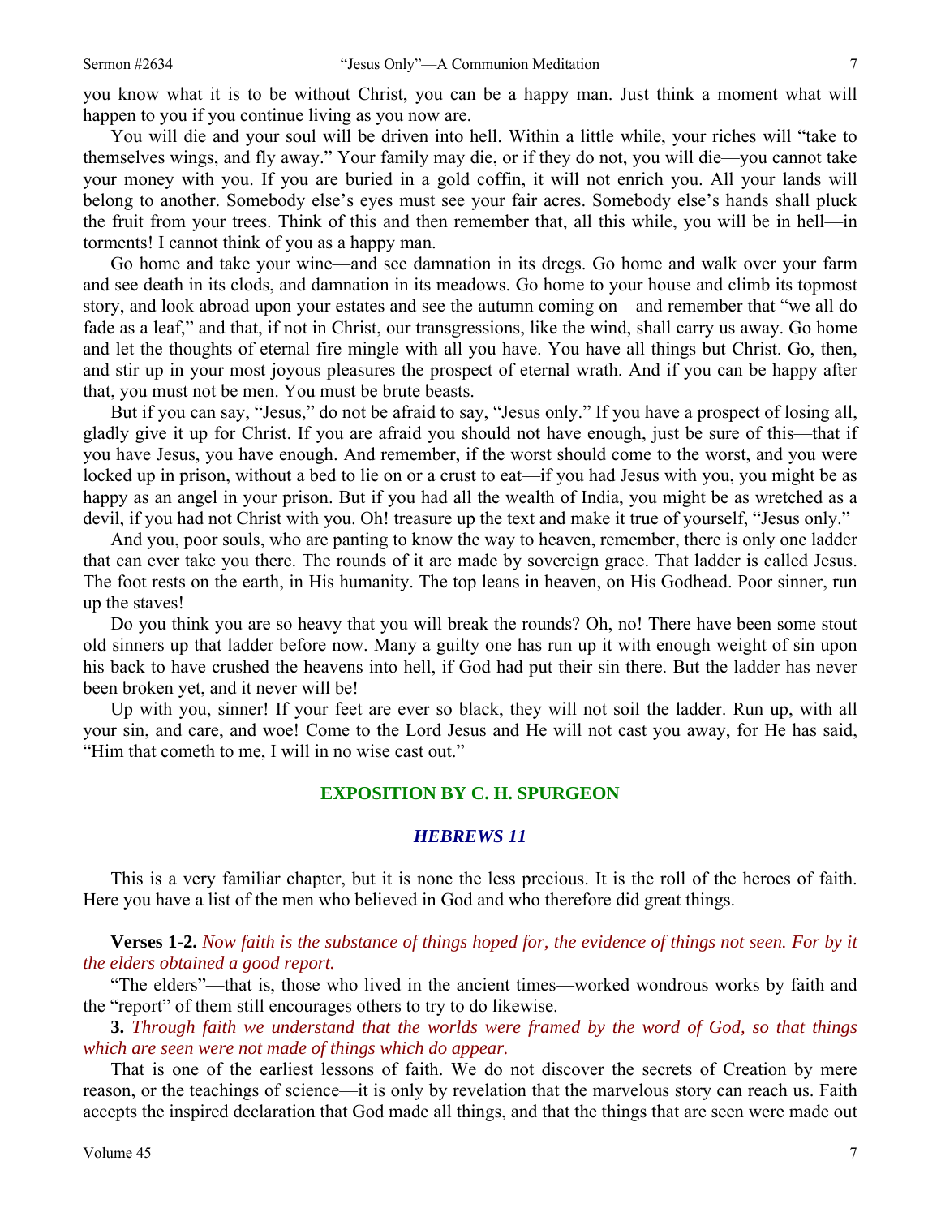you know what it is to be without Christ, you can be a happy man. Just think a moment what will happen to you if you continue living as you now are.

You will die and your soul will be driven into hell. Within a little while, your riches will "take to themselves wings, and fly away." Your family may die, or if they do not, you will die—you cannot take your money with you. If you are buried in a gold coffin, it will not enrich you. All your lands will belong to another. Somebody else's eyes must see your fair acres. Somebody else's hands shall pluck the fruit from your trees. Think of this and then remember that, all this while, you will be in hell—in torments! I cannot think of you as a happy man.

Go home and take your wine—and see damnation in its dregs. Go home and walk over your farm and see death in its clods, and damnation in its meadows. Go home to your house and climb its topmost story, and look abroad upon your estates and see the autumn coming on—and remember that "we all do fade as a leaf," and that, if not in Christ, our transgressions, like the wind, shall carry us away. Go home and let the thoughts of eternal fire mingle with all you have. You have all things but Christ. Go, then, and stir up in your most joyous pleasures the prospect of eternal wrath. And if you can be happy after that, you must not be men. You must be brute beasts.

But if you can say, "Jesus," do not be afraid to say, "Jesus only." If you have a prospect of losing all, gladly give it up for Christ. If you are afraid you should not have enough, just be sure of this—that if you have Jesus, you have enough. And remember, if the worst should come to the worst, and you were locked up in prison, without a bed to lie on or a crust to eat—if you had Jesus with you, you might be as happy as an angel in your prison. But if you had all the wealth of India, you might be as wretched as a devil, if you had not Christ with you. Oh! treasure up the text and make it true of yourself, "Jesus only."

And you, poor souls, who are panting to know the way to heaven, remember, there is only one ladder that can ever take you there. The rounds of it are made by sovereign grace. That ladder is called Jesus. The foot rests on the earth, in His humanity. The top leans in heaven, on His Godhead. Poor sinner, run up the staves!

Do you think you are so heavy that you will break the rounds? Oh, no! There have been some stout old sinners up that ladder before now. Many a guilty one has run up it with enough weight of sin upon his back to have crushed the heavens into hell, if God had put their sin there. But the ladder has never been broken yet, and it never will be!

Up with you, sinner! If your feet are ever so black, they will not soil the ladder. Run up, with all your sin, and care, and woe! Come to the Lord Jesus and He will not cast you away, for He has said, "Him that cometh to me, I will in no wise cast out."

## EXPOSITION BY C. H. SPURGEON

### *HEBREWS 11*

This is a very familiar chapter, but it is none the less precious. It is the roll of the heroes of faith. Here you have a list of the men who believed in God and who therefore did great things.

**Verses 1-2.** *Now faith is the substance of things hoped for, the evidence of things not seen. For by it the elders obtained a good report.*

"The elders"—that is, those who lived in the ancient times—worked wondrous works by faith and the "report" of them still encourages others to try to do likewise.

**3.** *Through faith we understand that the worlds were framed by the word of God, so that things which are seen were not made of things which do appear.*

That is one of the earliest lessons of faith. We do not discover the secrets of Creation by mere reason, or the teachings of science—it is only by revelation that the marvelous story can reach us. Faith accepts the inspired declaration that God made all things, and that the things that are seen were made out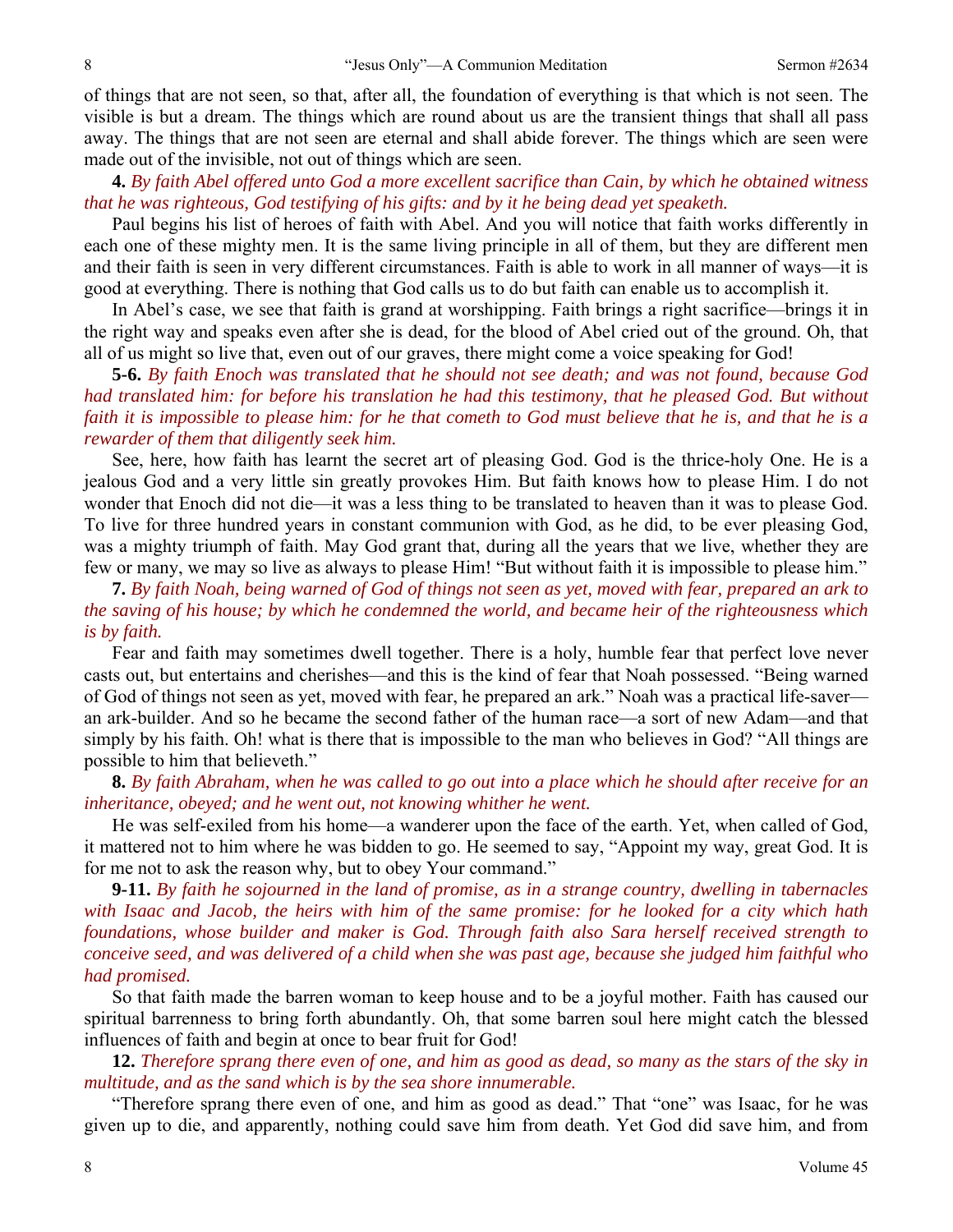of things that are not seen, so that, after all, the foundation of everything is that which is not seen. The visible is but a dream. The things which are round about us are the transient things that shall all pass away. The things that are not seen are eternal and shall abide forever. The things which are seen were made out of the invisible, not out of things which are seen.

**4.** *By faith Abel offered unto God a more excellent sacrifice than Cain, by which he obtained witness that he was righteous, God testifying of his gifts: and by it he being dead yet speaketh.*

Paul begins his list of heroes of faith with Abel. And you will notice that faith works differently in each one of these mighty men. It is the same living principle in all of them, but they are different men and their faith is seen in very different circumstances. Faith is able to work in all manner of ways—it is good at everything. There is nothing that God calls us to do but faith can enable us to accomplish it.

In Abel's case, we see that faith is grand at worshipping. Faith brings a right sacrifice—brings it in the right way and speaks even after she is dead, for the blood of Abel cried out of the ground. Oh, that all of us might so live that, even out of our graves, there might come a voice speaking for God!

**5-6.** *By faith Enoch was translated that he should not see death; and was not found, because God had translated him: for before his translation he had this testimony, that he pleased God. But without faith it is impossible to please him: for he that cometh to God must believe that he is, and that he is a rewarder of them that diligently seek him.*

See, here, how faith has learnt the secret art of pleasing God. God is the thrice-holy One. He is a jealous God and a very little sin greatly provokes Him. But faith knows how to please Him. I do not wonder that Enoch did not die—it was a less thing to be translated to heaven than it was to please God. To live for three hundred years in constant communion with God, as he did, to be ever pleasing God, was a mighty triumph of faith. May God grant that, during all the years that we live, whether they are few or many, we may so live as always to please Him! "But without faith it is impossible to please him."

**7.** *By faith Noah, being warned of God of things not seen as yet, moved with fear, prepared an ark to the saving of his house; by which he condemned the world, and became heir of the righteousness which is by faith.*

Fear and faith may sometimes dwell together. There is a holy, humble fear that perfect love never casts out, but entertains and cherishes—and this is the kind of fear that Noah possessed. "Being warned of God of things not seen as yet, moved with fear, he prepared an ark." Noah was a practical life-saver—an ark-builder. And so he became the second father of the human race—a sort of new Adam—and that simply by his faith. Oh! what is there that is impossible to the man who believes in God? "All things are possible to him that believeth."

**8.** *By faith Abraham, when he was called to go out into a place which he should after receive for an inheritance, obeyed; and he went out, not knowing whither he went.*

He was self-exiled from his home—a wanderer upon the face of the earth. Yet, when called of God, it mattered not to him where he was bidden to go. He seemed to say, "Appoint my way, great God. It is for me not to ask the reason why, but to obey Your command."

**9-11.** *By faith he sojourned in the land of promise, as in a strange country, dwelling in tabernacles with Isaac and Jacob, the heirs with him of the same promise: for he looked for a city which hath foundations, whose builder and maker is God. Through faith also Sara herself received strength to conceive seed, and was delivered of a child when she was past age, because she judged him faithful who had promised.*

So that faith made the barren woman to keep house and to be a joyful mother. Faith has caused our spiritual barrenness to bring forth abundantly. Oh, that some barren soul here might catch the blessed influences of faith and begin at once to bear fruit for God!

**12.** *Therefore sprang there even of one, and him as good as dead, so many as the stars of the sky in multitude, and as the sand which is by the sea shore innumerable.*

"Therefore sprang there even of one, and him as good as dead." That "one" was Isaac, for he was given up to die, and apparently, nothing could save him from death. Yet God did save him, and from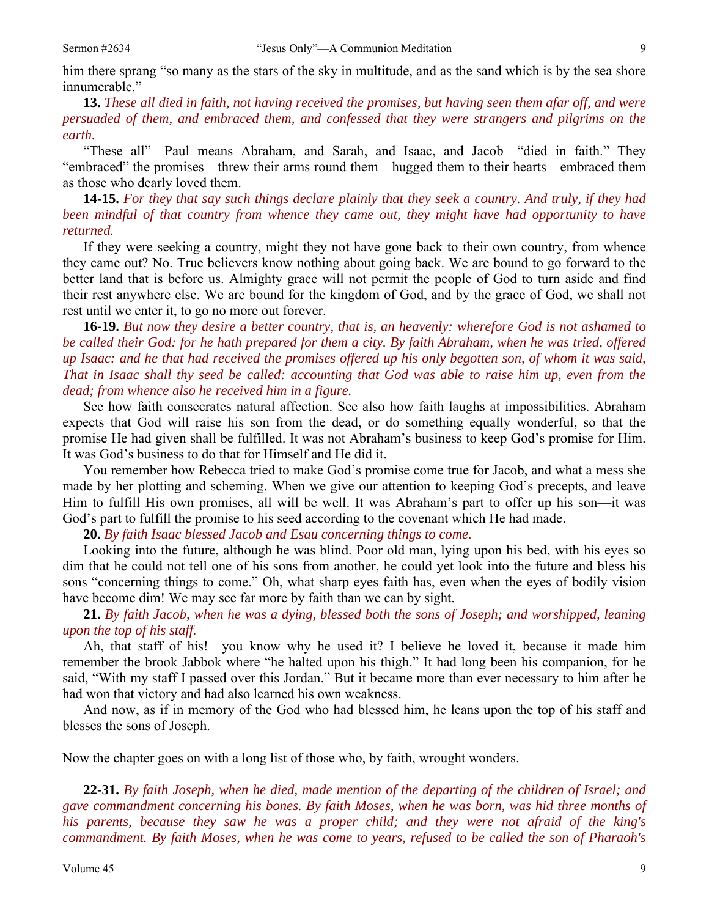him there sprang "so many as the stars of the sky in multitude, and as the sand which is by the sea shore innumerable."

**13.** *These all died in faith, not having received the promises, but having seen them afar off, and were persuaded of them, and embraced them, and confessed that they were strangers and pilgrims on the earth.*

"These all"—Paul means Abraham, and Sarah, and Isaac, and Jacob—"died in faith." They "embraced" the promises—threw their arms round them—hugged them to their hearts—embraced them as those who dearly loved them.

**14-15.** *For they that say such things declare plainly that they seek a country. And truly, if they had been mindful of that country from whence they came out, they might have had opportunity to have returned.*

If they were seeking a country, might they not have gone back to their own country, from whence they came out? No. True believers know nothing about going back. We are bound to go forward to the better land that is before us. Almighty grace will not permit the people of God to turn aside and find their rest anywhere else. We are bound for the kingdom of God, and by the grace of God, we shall not rest until we enter it, to go no more out forever.

**16-19.** *But now they desire a better country, that is, an heavenly: wherefore God is not ashamed to be called their God: for he hath prepared for them a city. By faith Abraham, when he was tried, offered up Isaac: and he that had received the promises offered up his only begotten son, of whom it was said, That in Isaac shall thy seed be called: accounting that God was able to raise him up, even from the dead; from whence also he received him in a figure.*

See how faith consecrates natural affection. See also how faith laughs at impossibilities. Abraham expects that God will raise his son from the dead, or do something equally wonderful, so that the promise He had given shall be fulfilled. It was not Abraham's business to keep God's promise for Him. It was God's business to do that for Himself and He did it.

You remember how Rebecca tried to make God's promise come true for Jacob, and what a mess she made by her plotting and scheming. When we give our attention to keeping God's precepts, and leave Him to fulfill His own promises, all will be well. It was Abraham's part to offer up his son—it was God's part to fulfill the promise to his seed according to the covenant which He had made.

**20.** *By faith Isaac blessed Jacob and Esau concerning things to come.*

Looking into the future, although he was blind. Poor old man, lying upon his bed, with his eyes so dim that he could not tell one of his sons from another, he could yet look into the future and bless his sons "concerning things to come." Oh, what sharp eyes faith has, even when the eyes of bodily vision have become dim! We may see far more by faith than we can by sight.

**21.** *By faith Jacob, when he was a dying, blessed both the sons of Joseph; and worshipped, leaning upon the top of his staff.*

Ah, that staff of his!—you know why he used it? I believe he loved it, because it made him remember the brook Jabbok where "he halted upon his thigh." It had long been his companion, for he said, "With my staff I passed over this Jordan." But it became more than ever necessary to him after he had won that victory and had also learned his own weakness.

And now, as if in memory of the God who had blessed him, he leans upon the top of his staff and blesses the sons of Joseph.

Now the chapter goes on with a long list of those who, by faith, wrought wonders.

**22-31.** *By faith Joseph, when he died, made mention of the departing of the children of Israel; and gave commandment concerning his bones. By faith Moses, when he was born, was hid three months of his parents, because they saw he was a proper child; and they were not afraid of the king's commandment. By faith Moses, when he was come to years, refused to be called the son of Pharaoh's*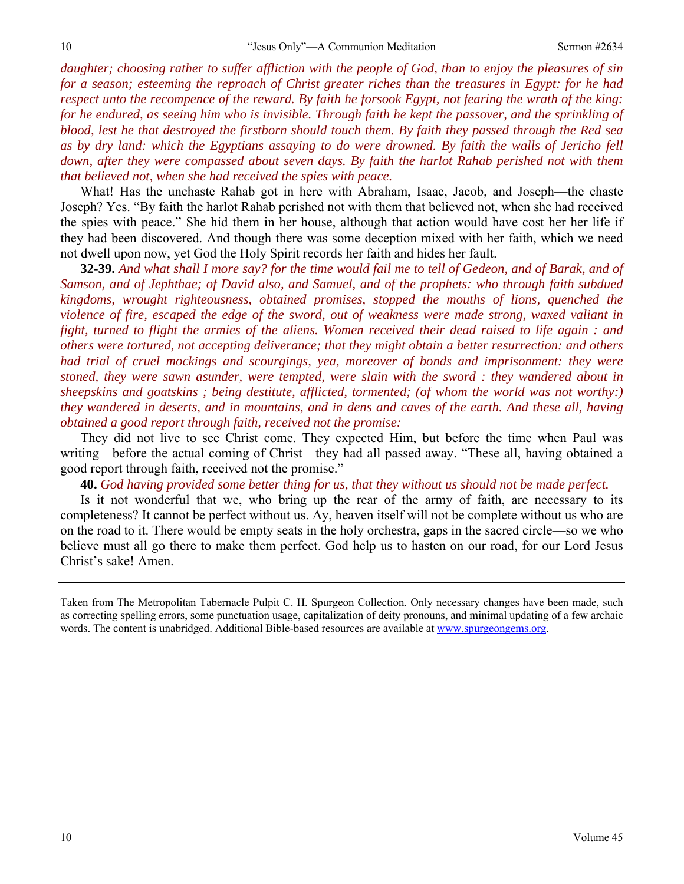*daughter; choosing rather to suffer affliction with the people of God, than to enjoy the pleasures of sin for a season; esteeming the reproach of Christ greater riches than the treasures in Egypt: for he had respect unto the recompence of the reward. By faith he forsook Egypt, not fearing the wrath of the king: for he endured, as seeing him who is invisible. Through faith he kept the passover, and the sprinkling of blood, lest he that destroyed the firstborn should touch them. By faith they passed through the Red sea as by dry land: which the Egyptians assaying to do were drowned. By faith the walls of Jericho fell down, after they were compassed about seven days. By faith the harlot Rahab perished not with them that believed not, when she had received the spies with peace.*

What! Has the unchaste Rahab got in here with Abraham, Isaac, Jacob, and Joseph—the chaste Joseph? Yes. "By faith the harlot Rahab perished not with them that believed not, when she had received the spies with peace." She hid them in her house, although that action would have cost her her life if they had been discovered. And though there was some deception mixed with her faith, which we need not dwell upon now, yet God the Holy Spirit records her faith and hides her fault.

**32-39.** *And what shall I more say? for the time would fail me to tell of Gedeon, and of Barak, and of Samson, and of Jephthae; of David also, and Samuel, and of the prophets: who through faith subdued kingdoms, wrought righteousness, obtained promises, stopped the mouths of lions, quenched the violence of fire, escaped the edge of the sword, out of weakness were made strong, waxed valiant in fight, turned to flight the armies of the aliens. Women received their dead raised to life again : and others were tortured, not accepting deliverance; that they might obtain a better resurrection: and others had trial of cruel mockings and scourgings, yea, moreover of bonds and imprisonment: they were stoned, they were sawn asunder, were tempted, were slain with the sword : they wandered about in sheepskins and goatskins ; being destitute, afflicted, tormented; (of whom the world was not worthy:) they wandered in deserts, and in mountains, and in dens and caves of the earth. And these all, having obtained a good report through faith, received not the promise:*

They did not live to see Christ come. They expected Him, but before the time when Paul was writing—before the actual coming of Christ—they had all passed away. "These all, having obtained a good report through faith, received not the promise."

**40.** *God having provided some better thing for us, that they without us should not be made perfect.*

Is it not wonderful that we, who bring up the rear of the army of faith, are necessary to its completeness? It cannot be perfect without us. Ay, heaven itself will not be complete without us who are on the road to it. There would be empty seats in the holy orchestra, gaps in the sacred circle—so we who believe must all go there to make them perfect. God help us to hasten on our road, for our Lord Jesus Christ's sake! Amen.

---

Taken from The Metropolitan Tabernacle Pulpit C. H. Spurgeon Collection. Only necessary changes have been made, such as correcting spelling errors, some punctuation usage, capitalization of deity pronouns, and minimal updating of a few archaic words. The content is unabridged. Additional Bible-based resources are available at www.spurgeongems.org.